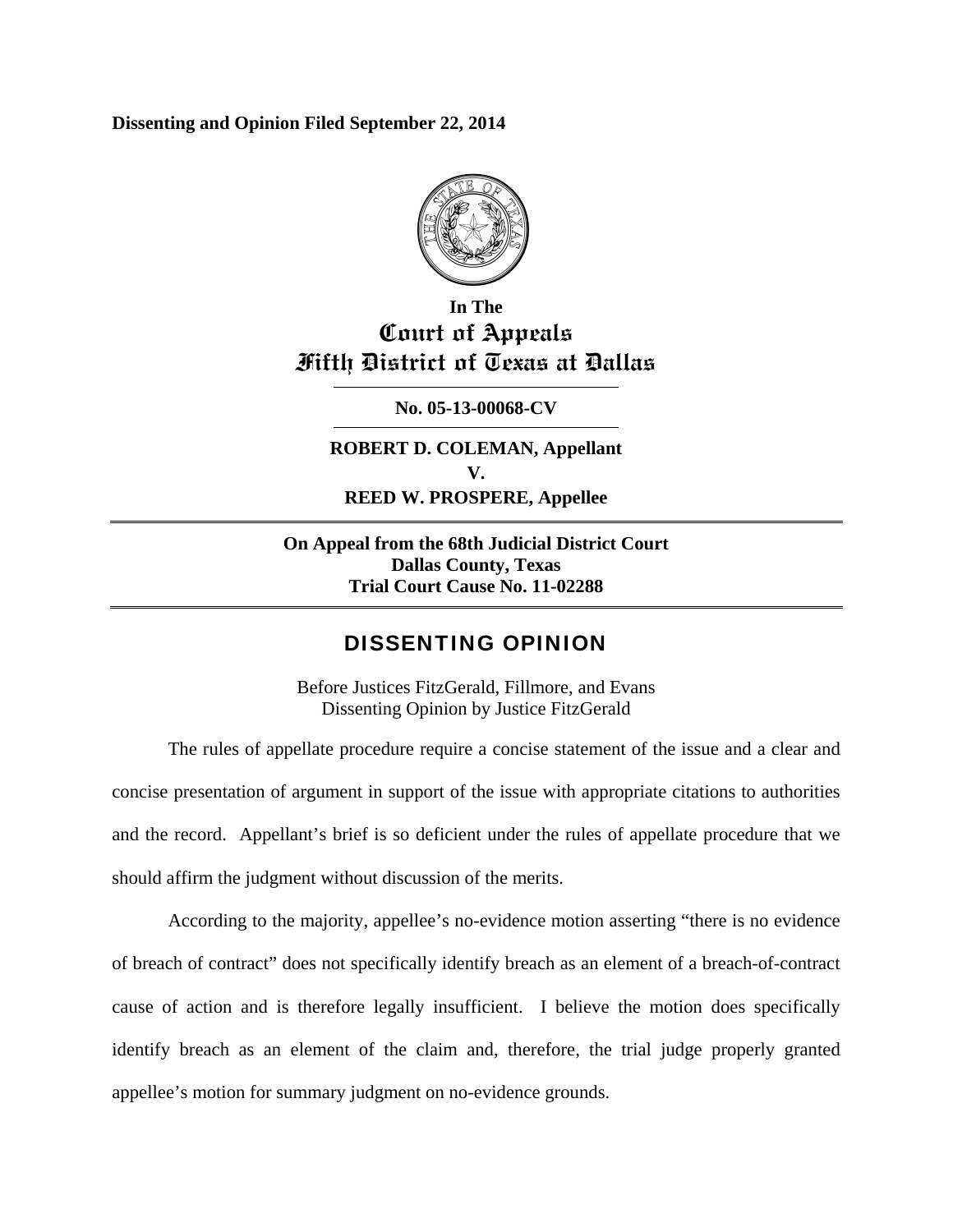**Dissenting and Opinion Filed September 22, 2014**

In The
**Court of Appeals**
**Fifth District of Texas at Dallas**

---

**No. 05-13-00068-CV**

---

**ROBERT D. COLEMAN, Appellant**
**V.**
**REED W. PROSPERE, Appellee**

---

**On Appeal from the 68th Judicial District Court**
**Dallas County, Texas**
**Trial Court Cause No. 11-02288**

---

## DISSENTING OPINION

Before Justices FitzGerald, Fillmore, and Evans
Dissenting Opinion by Justice FitzGerald

The rules of appellate procedure require a concise statement of the issue and a clear and concise presentation of argument in support of the issue with appropriate citations to authorities and the record. Appellant's brief is so deficient under the rules of appellate procedure that we should affirm the judgment without discussion of the merits.

According to the majority, appellee's no-evidence motion asserting "there is no evidence of breach of contract" does not specifically identify breach as an element of a breach-of-contract cause of action and is therefore legally insufficient. I believe the motion does specifically identify breach as an element of the claim and, therefore, the trial judge properly granted appellee's motion for summary judgment on no-evidence grounds.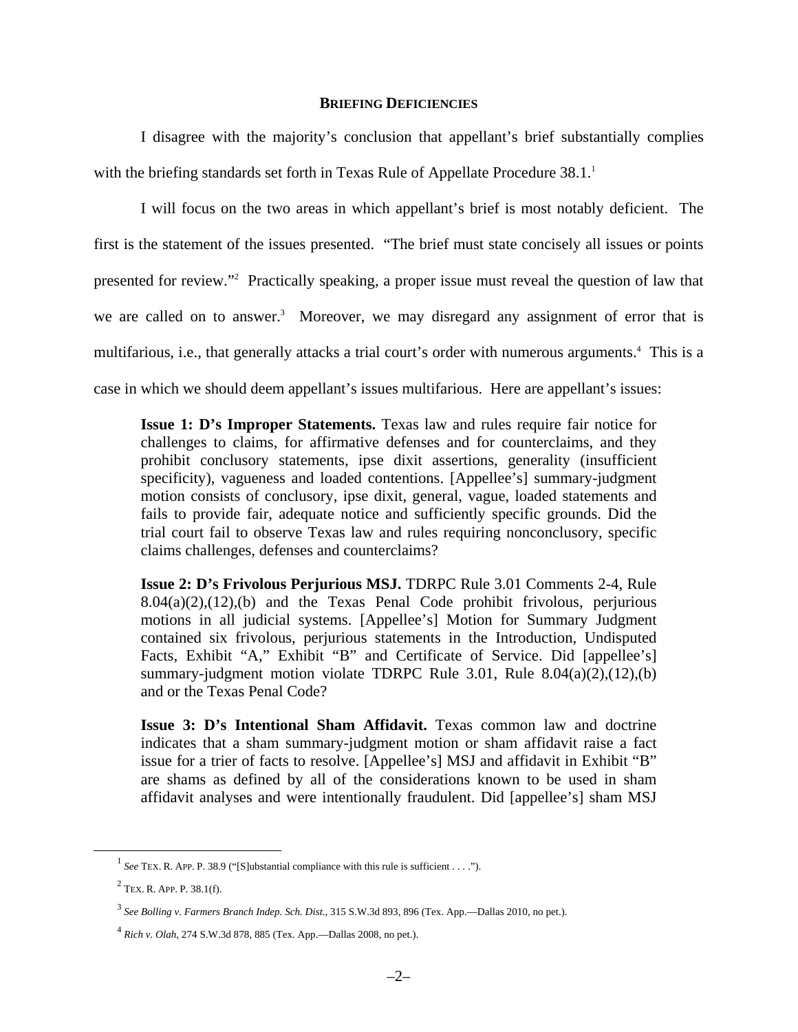## BRIEFING DEFICIENCIES

I disagree with the majority's conclusion that appellant's brief substantially complies with the briefing standards set forth in Texas Rule of Appellate Procedure 38.1.[1]

I will focus on the two areas in which appellant's brief is most notably deficient. The first is the statement of the issues presented. "The brief must state concisely all issues or points presented for review."[2] Practically speaking, a proper issue must reveal the question of law that we are called on to answer.[3] Moreover, we may disregard any assignment of error that is multifarious, i.e., that generally attacks a trial court's order with numerous arguments.[4] This is a case in which we should deem appellant's issues multifarious. Here are appellant's issues:

> **Issue 1: D's Improper Statements.** Texas law and rules require fair notice for challenges to claims, for affirmative defenses and for counterclaims, and they prohibit conclusory statements, ipse dixit assertions, generality (insufficient specificity), vagueness and loaded contentions. [Appellee's] summary-judgment motion consists of conclusory, ipse dixit, general, vague, loaded statements and fails to provide fair, adequate notice and sufficiently specific grounds. Did the trial court fail to observe Texas law and rules requiring nonconclusory, specific claims challenges, defenses and counterclaims?
>
> **Issue 2: D's Frivolous Perjurious MSJ.** TDRPC Rule 3.01 Comments 2-4, Rule 8.04(a)(2),(12),(b) and the Texas Penal Code prohibit frivolous, perjurious motions in all judicial systems. [Appellee's] Motion for Summary Judgment contained six frivolous, perjurious statements in the Introduction, Undisputed Facts, Exhibit "A," Exhibit "B" and Certificate of Service. Did [appellee's] summary-judgment motion violate TDRPC Rule 3.01, Rule 8.04(a)(2),(12),(b) and or the Texas Penal Code?
>
> **Issue 3: D's Intentional Sham Affidavit.** Texas common law and doctrine indicates that a sham summary-judgment motion or sham affidavit raise a fact issue for a trier of facts to resolve. [Appellee's] MSJ and affidavit in Exhibit "B" are shams as defined by all of the considerations known to be used in sham affidavit analyses and were intentionally fraudulent. Did [appellee's] sham MSJ

---

[1] *See* TEX. R. APP. P. 38.9 ("[S]ubstantial compliance with this rule is sufficient . . . .").

[2] TEX. R. APP. P. 38.1(f).

[3] *See Bolling v. Farmers Branch Indep. Sch. Dist.*, 315 S.W.3d 893, 896 (Tex. App.—Dallas 2010, no pet.).

[4] *Rich v. Olah*, 274 S.W.3d 878, 885 (Tex. App.—Dallas 2008, no pet.).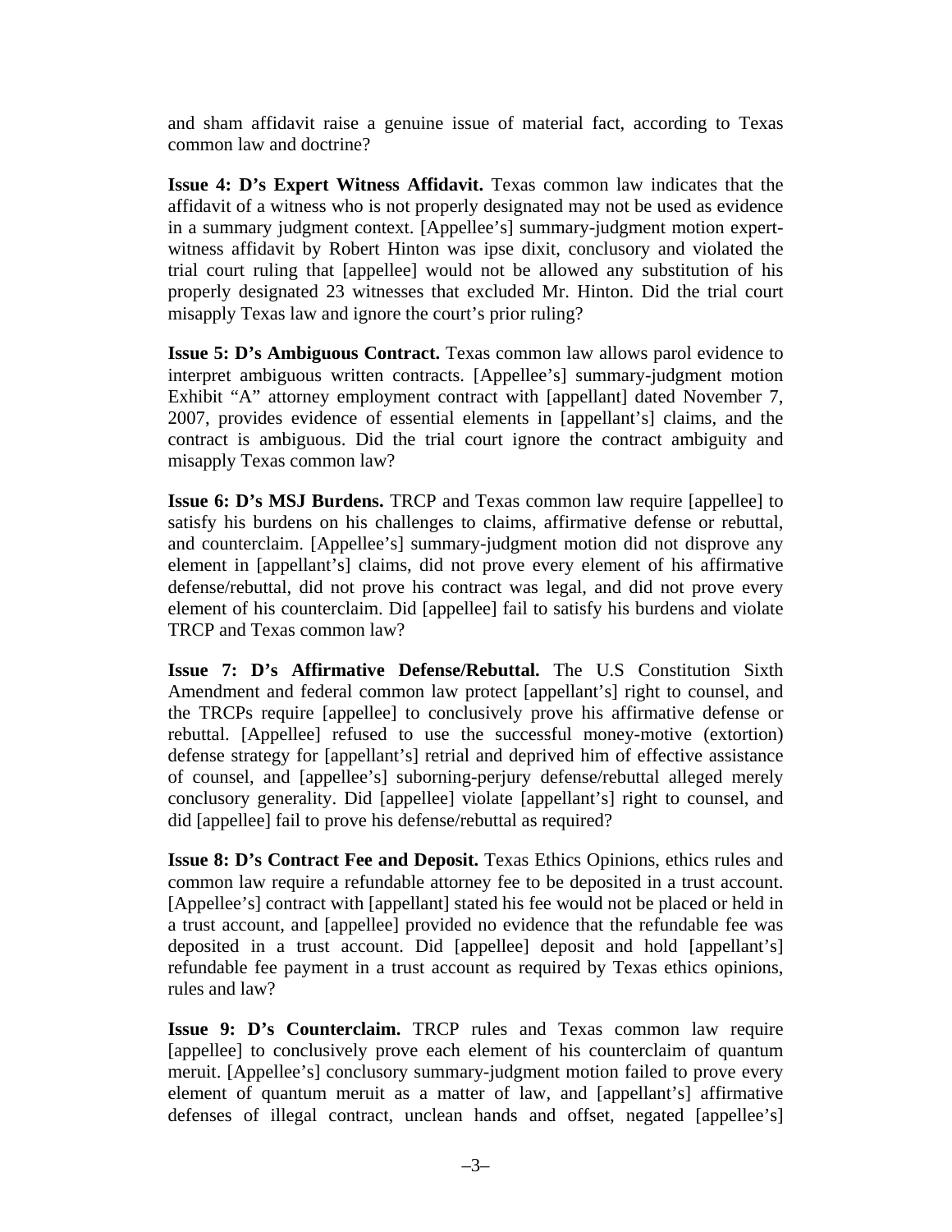and sham affidavit raise a genuine issue of material fact, according to Texas common law and doctrine?

**Issue 4: D's Expert Witness Affidavit.** Texas common law indicates that the affidavit of a witness who is not properly designated may not be used as evidence in a summary judgment context. [Appellee's] summary-judgment motion expert-witness affidavit by Robert Hinton was ipse dixit, conclusory and violated the trial court ruling that [appellee] would not be allowed any substitution of his properly designated 23 witnesses that excluded Mr. Hinton. Did the trial court misapply Texas law and ignore the court's prior ruling?

**Issue 5: D's Ambiguous Contract.** Texas common law allows parol evidence to interpret ambiguous written contracts. [Appellee's] summary-judgment motion Exhibit "A" attorney employment contract with [appellant] dated November 7, 2007, provides evidence of essential elements in [appellant's] claims, and the contract is ambiguous. Did the trial court ignore the contract ambiguity and misapply Texas common law?

**Issue 6: D's MSJ Burdens.** TRCP and Texas common law require [appellee] to satisfy his burdens on his challenges to claims, affirmative defense or rebuttal, and counterclaim. [Appellee's] summary-judgment motion did not disprove any element in [appellant's] claims, did not prove every element of his affirmative defense/rebuttal, did not prove his contract was legal, and did not prove every element of his counterclaim. Did [appellee] fail to satisfy his burdens and violate TRCP and Texas common law?

**Issue 7: D's Affirmative Defense/Rebuttal.** The U.S Constitution Sixth Amendment and federal common law protect [appellant's] right to counsel, and the TRCPs require [appellee] to conclusively prove his affirmative defense or rebuttal. [Appellee] refused to use the successful money-motive (extortion) defense strategy for [appellant's] retrial and deprived him of effective assistance of counsel, and [appellee's] suborning-perjury defense/rebuttal alleged merely conclusory generality. Did [appellee] violate [appellant's] right to counsel, and did [appellee] fail to prove his defense/rebuttal as required?

**Issue 8: D's Contract Fee and Deposit.** Texas Ethics Opinions, ethics rules and common law require a refundable attorney fee to be deposited in a trust account. [Appellee's] contract with [appellant] stated his fee would not be placed or held in a trust account, and [appellee] provided no evidence that the refundable fee was deposited in a trust account. Did [appellee] deposit and hold [appellant's] refundable fee payment in a trust account as required by Texas ethics opinions, rules and law?

**Issue 9: D's Counterclaim.** TRCP rules and Texas common law require [appellee] to conclusively prove each element of his counterclaim of quantum meruit. [Appellee's] conclusory summary-judgment motion failed to prove every element of quantum meruit as a matter of law, and [appellant's] affirmative defenses of illegal contract, unclean hands and offset, negated [appellee's]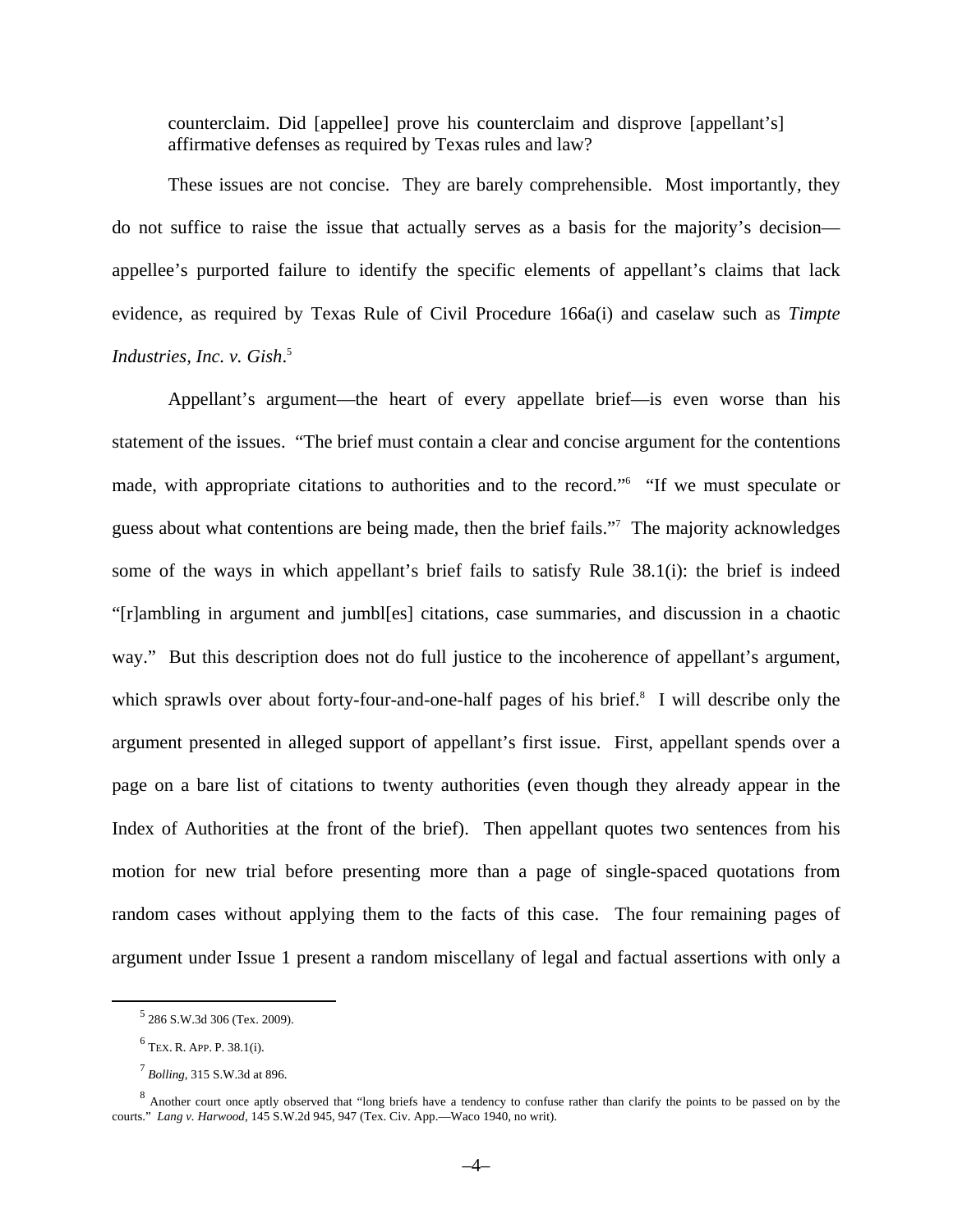> counterclaim. Did [appellee] prove his counterclaim and disprove [appellant's] affirmative defenses as required by Texas rules and law?

These issues are not concise. They are barely comprehensible. Most importantly, they do not suffice to raise the issue that actually serves as a basis for the majority's decision—appellee's purported failure to identify the specific elements of appellant's claims that lack evidence, as required by Texas Rule of Civil Procedure 166a(i) and caselaw such as *Timpte Industries, Inc. v. Gish*.[5]

Appellant's argument—the heart of every appellate brief—is even worse than his statement of the issues. "The brief must contain a clear and concise argument for the contentions made, with appropriate citations to authorities and to the record."[6] "If we must speculate or guess about what contentions are being made, then the brief fails."[7] The majority acknowledges some of the ways in which appellant's brief fails to satisfy Rule 38.1(i): the brief is indeed "[r]ambling in argument and jumbl[es] citations, case summaries, and discussion in a chaotic way." But this description does not do full justice to the incoherence of appellant's argument, which sprawls over about forty-four-and-one-half pages of his brief.[8] I will describe only the argument presented in alleged support of appellant's first issue. First, appellant spends over a page on a bare list of citations to twenty authorities (even though they already appear in the Index of Authorities at the front of the brief). Then appellant quotes two sentences from his motion for new trial before presenting more than a page of single-spaced quotations from random cases without applying them to the facts of this case. The four remaining pages of argument under Issue 1 present a random miscellany of legal and factual assertions with only a

---

[5] 286 S.W.3d 306 (Tex. 2009).

[6] TEX. R. APP. P. 38.1(i).

[7] *Bolling*, 315 S.W.3d at 896.

[8] Another court once aptly observed that "long briefs have a tendency to confuse rather than clarify the points to be passed on by the courts." *Lang v. Harwood*, 145 S.W.2d 945, 947 (Tex. Civ. App.—Waco 1940, no writ).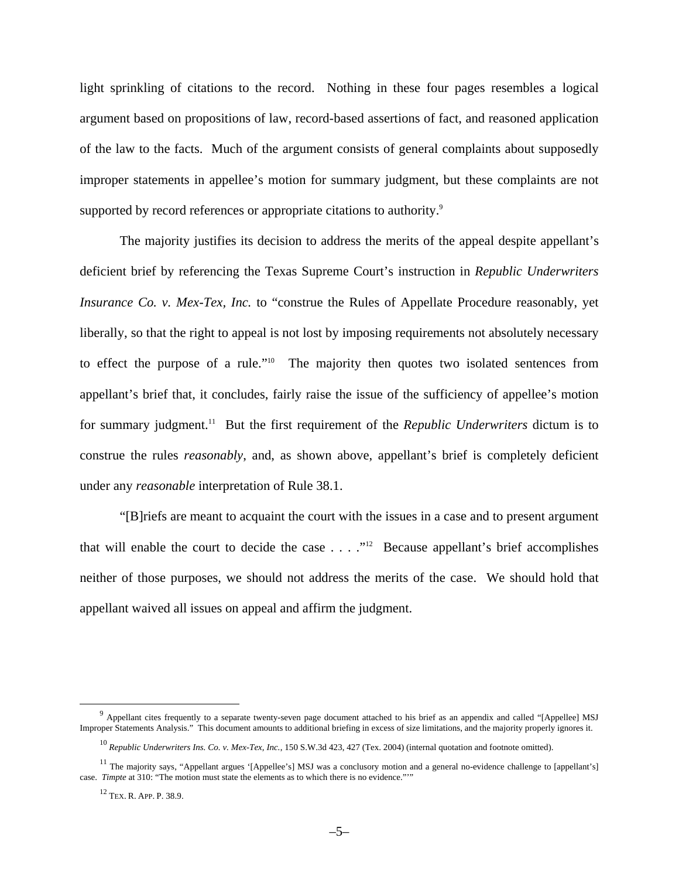light sprinkling of citations to the record. Nothing in these four pages resembles a logical argument based on propositions of law, record-based assertions of fact, and reasoned application of the law to the facts. Much of the argument consists of general complaints about supposedly improper statements in appellee's motion for summary judgment, but these complaints are not supported by record references or appropriate citations to authority.[9]

The majority justifies its decision to address the merits of the appeal despite appellant's deficient brief by referencing the Texas Supreme Court's instruction in *Republic Underwriters Insurance Co. v. Mex-Tex, Inc.* to "construe the Rules of Appellate Procedure reasonably, yet liberally, so that the right to appeal is not lost by imposing requirements not absolutely necessary to effect the purpose of a rule."[10] The majority then quotes two isolated sentences from appellant's brief that, it concludes, fairly raise the issue of the sufficiency of appellee's motion for summary judgment.[11] But the first requirement of the *Republic Underwriters* dictum is to construe the rules *reasonably*, and, as shown above, appellant's brief is completely deficient under any *reasonable* interpretation of Rule 38.1.

"[B]riefs are meant to acquaint the court with the issues in a case and to present argument that will enable the court to decide the case . . . ."[12] Because appellant's brief accomplishes neither of those purposes, we should not address the merits of the case. We should hold that appellant waived all issues on appeal and affirm the judgment.

---

[9] Appellant cites frequently to a separate twenty-seven page document attached to his brief as an appendix and called "[Appellee] MSJ Improper Statements Analysis." This document amounts to additional briefing in excess of size limitations, and the majority properly ignores it.

[10] *Republic Underwriters Ins. Co. v. Mex-Tex, Inc.*, 150 S.W.3d 423, 427 (Tex. 2004) (internal quotation and footnote omitted).

[11] The majority says, "Appellant argues '[Appellee's] MSJ was a conclusory motion and a general no-evidence challenge to [appellant's] case. *Timpte* at 310: "The motion must state the elements as to which there is no evidence."'"

[12] TEX. R. APP. P. 38.9.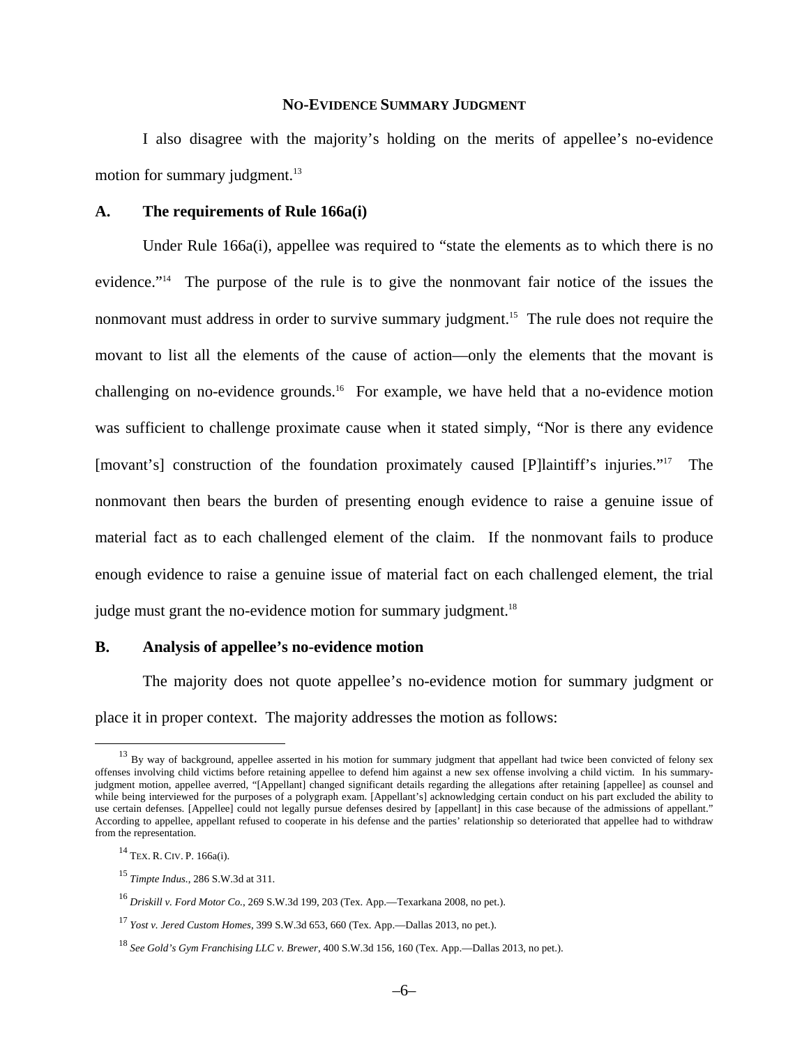## NO-EVIDENCE SUMMARY JUDGMENT

I also disagree with the majority's holding on the merits of appellee's no-evidence motion for summary judgment.[13]

### A. The requirements of Rule 166a(i)

Under Rule 166a(i), appellee was required to "state the elements as to which there is no evidence."[14] The purpose of the rule is to give the nonmovant fair notice of the issues the nonmovant must address in order to survive summary judgment.[15] The rule does not require the movant to list all the elements of the cause of action—only the elements that the movant is challenging on no-evidence grounds.[16] For example, we have held that a no-evidence motion was sufficient to challenge proximate cause when it stated simply, "Nor is there any evidence [movant's] construction of the foundation proximately caused [P]laintiff's injuries."[17] The nonmovant then bears the burden of presenting enough evidence to raise a genuine issue of material fact as to each challenged element of the claim. If the nonmovant fails to produce enough evidence to raise a genuine issue of material fact on each challenged element, the trial judge must grant the no-evidence motion for summary judgment.[18]

### B. Analysis of appellee's no-evidence motion

The majority does not quote appellee's no-evidence motion for summary judgment or place it in proper context. The majority addresses the motion as follows:

---

[13] By way of background, appellee asserted in his motion for summary judgment that appellant had twice been convicted of felony sex offenses involving child victims before retaining appellee to defend him against a new sex offense involving a child victim. In his summary-judgment motion, appellee averred, "[Appellant] changed significant details regarding the allegations after retaining [appellee] as counsel and while being interviewed for the purposes of a polygraph exam. [Appellant's] acknowledging certain conduct on his part excluded the ability to use certain defenses. [Appellee] could not legally pursue defenses desired by [appellant] in this case because of the admissions of appellant." According to appellee, appellant refused to cooperate in his defense and the parties' relationship so deteriorated that appellee had to withdraw from the representation.

[14] TEX. R. CIV. P. 166a(i).

[15] *Timpte Indus.*, 286 S.W.3d at 311.

[16] *Driskill v. Ford Motor Co.*, 269 S.W.3d 199, 203 (Tex. App.—Texarkana 2008, no pet.).

[17] *Yost v. Jered Custom Homes*, 399 S.W.3d 653, 660 (Tex. App.—Dallas 2013, no pet.).

[18] *See Gold's Gym Franchising LLC v. Brewer*, 400 S.W.3d 156, 160 (Tex. App.—Dallas 2013, no pet.).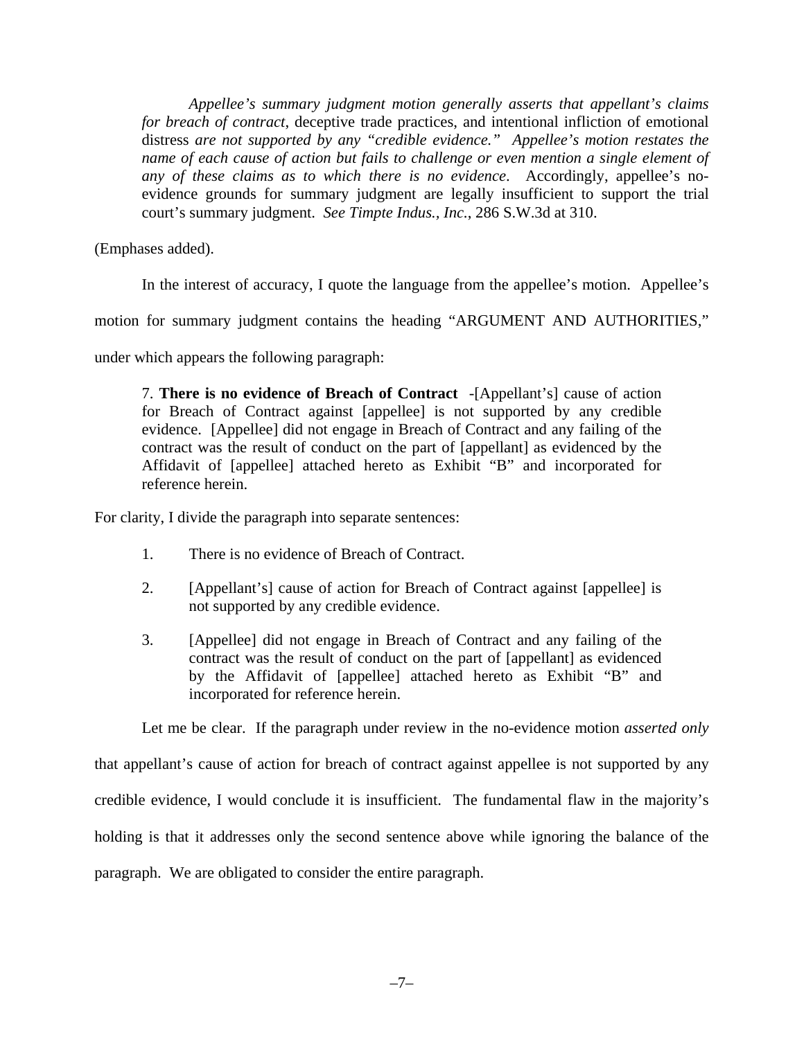> *Appellee's summary judgment motion generally asserts that appellant's claims for breach of contract*, deceptive trade practices, and intentional infliction of emotional distress *are not supported by any "credible evidence." Appellee's motion restates the name of each cause of action but fails to challenge or even mention a single element of any of these claims as to which there is no evidence.* Accordingly, appellee's no-evidence grounds for summary judgment are legally insufficient to support the trial court's summary judgment. *See Timpte Indus., Inc.*, 286 S.W.3d at 310.

(Emphases added).

In the interest of accuracy, I quote the language from the appellee's motion. Appellee's motion for summary judgment contains the heading "ARGUMENT AND AUTHORITIES," under which appears the following paragraph:

> 7. **There is no evidence of Breach of Contract** -[Appellant's] cause of action for Breach of Contract against [appellee] is not supported by any credible evidence. [Appellee] did not engage in Breach of Contract and any failing of the contract was the result of conduct on the part of [appellant] as evidenced by the Affidavit of [appellee] attached hereto as Exhibit "B" and incorporated for reference herein.

For clarity, I divide the paragraph into separate sentences:

> 1. There is no evidence of Breach of Contract.
> 2. [Appellant's] cause of action for Breach of Contract against [appellee] is not supported by any credible evidence.
> 3. [Appellee] did not engage in Breach of Contract and any failing of the contract was the result of conduct on the part of [appellant] as evidenced by the Affidavit of [appellee] attached hereto as Exhibit "B" and incorporated for reference herein.

Let me be clear. If the paragraph under review in the no-evidence motion *asserted only* that appellant's cause of action for breach of contract against appellee is not supported by any credible evidence, I would conclude it is insufficient. The fundamental flaw in the majority's holding is that it addresses only the second sentence above while ignoring the balance of the paragraph. We are obligated to consider the entire paragraph.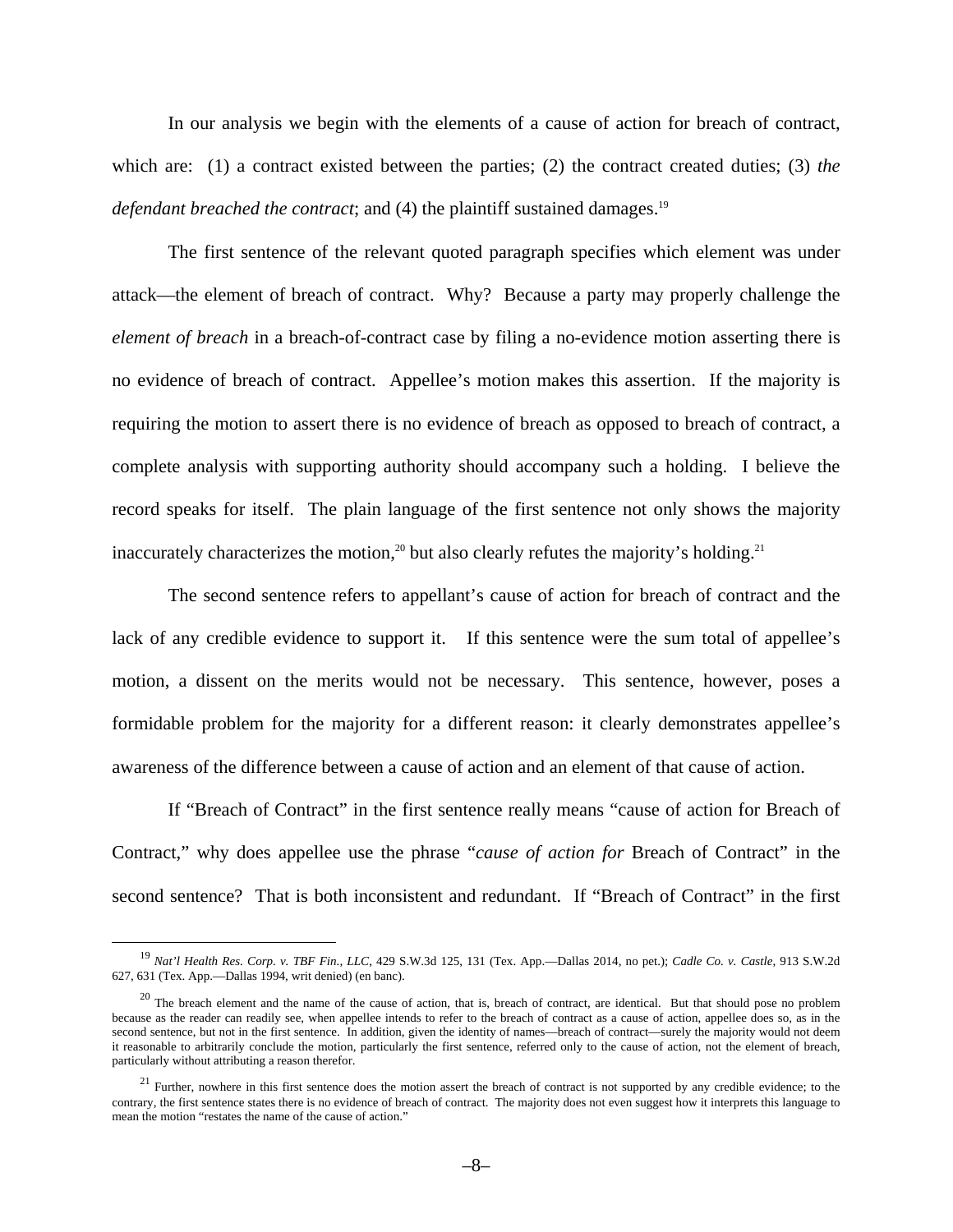In our analysis we begin with the elements of a cause of action for breach of contract, which are: (1) a contract existed between the parties; (2) the contract created duties; (3) *the defendant breached the contract*; and (4) the plaintiff sustained damages.[19]

The first sentence of the relevant quoted paragraph specifies which element was under attack—the element of breach of contract. Why? Because a party may properly challenge the *element of breach* in a breach-of-contract case by filing a no-evidence motion asserting there is no evidence of breach of contract. Appellee's motion makes this assertion. If the majority is requiring the motion to assert there is no evidence of breach as opposed to breach of contract, a complete analysis with supporting authority should accompany such a holding. I believe the record speaks for itself. The plain language of the first sentence not only shows the majority inaccurately characterizes the motion,[20] but also clearly refutes the majority's holding.[21]

The second sentence refers to appellant's cause of action for breach of contract and the lack of any credible evidence to support it. If this sentence were the sum total of appellee's motion, a dissent on the merits would not be necessary. This sentence, however, poses a formidable problem for the majority for a different reason: it clearly demonstrates appellee's awareness of the difference between a cause of action and an element of that cause of action.

If "Breach of Contract" in the first sentence really means "cause of action for Breach of Contract," why does appellee use the phrase "*cause of action for* Breach of Contract" in the second sentence? That is both inconsistent and redundant. If "Breach of Contract" in the first

---

[19] *Nat'l Health Res. Corp. v. TBF Fin., LLC*, 429 S.W.3d 125, 131 (Tex. App.—Dallas 2014, no pet.); *Cadle Co. v. Castle*, 913 S.W.2d 627, 631 (Tex. App.—Dallas 1994, writ denied) (en banc).

[20] The breach element and the name of the cause of action, that is, breach of contract, are identical. But that should pose no problem because as the reader can readily see, when appellee intends to refer to the breach of contract as a cause of action, appellee does so, as in the second sentence, but not in the first sentence. In addition, given the identity of names—breach of contract—surely the majority would not deem it reasonable to arbitrarily conclude the motion, particularly the first sentence, referred only to the cause of action, not the element of breach, particularly without attributing a reason therefor.

[21] Further, nowhere in this first sentence does the motion assert the breach of contract is not supported by any credible evidence; to the contrary, the first sentence states there is no evidence of breach of contract. The majority does not even suggest how it interprets this language to mean the motion "restates the name of the cause of action."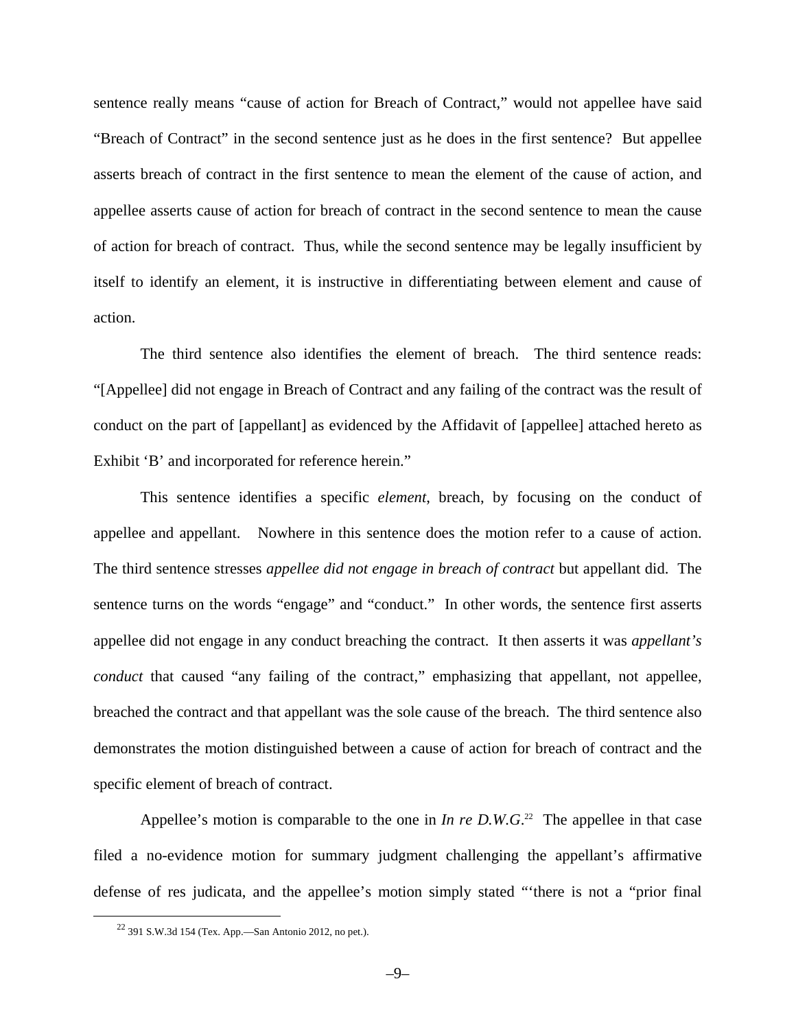sentence really means "cause of action for Breach of Contract," would not appellee have said "Breach of Contract" in the second sentence just as he does in the first sentence? But appellee asserts breach of contract in the first sentence to mean the element of the cause of action, and appellee asserts cause of action for breach of contract in the second sentence to mean the cause of action for breach of contract. Thus, while the second sentence may be legally insufficient by itself to identify an element, it is instructive in differentiating between element and cause of action.

The third sentence also identifies the element of breach. The third sentence reads: "[Appellee] did not engage in Breach of Contract and any failing of the contract was the result of conduct on the part of [appellant] as evidenced by the Affidavit of [appellee] attached hereto as Exhibit 'B' and incorporated for reference herein."

This sentence identifies a specific *element*, breach, by focusing on the conduct of appellee and appellant. Nowhere in this sentence does the motion refer to a cause of action. The third sentence stresses *appellee did not engage in breach of contract* but appellant did. The sentence turns on the words "engage" and "conduct." In other words, the sentence first asserts appellee did not engage in any conduct breaching the contract. It then asserts it was *appellant's conduct* that caused "any failing of the contract," emphasizing that appellant, not appellee, breached the contract and that appellant was the sole cause of the breach. The third sentence also demonstrates the motion distinguished between a cause of action for breach of contract and the specific element of breach of contract.

Appellee's motion is comparable to the one in *In re D.W.G*.[22] The appellee in that case filed a no-evidence motion for summary judgment challenging the appellant's affirmative defense of res judicata, and the appellee's motion simply stated "'there is not a "prior final

[22] 391 S.W.3d 154 (Tex. App.—San Antonio 2012, no pet.).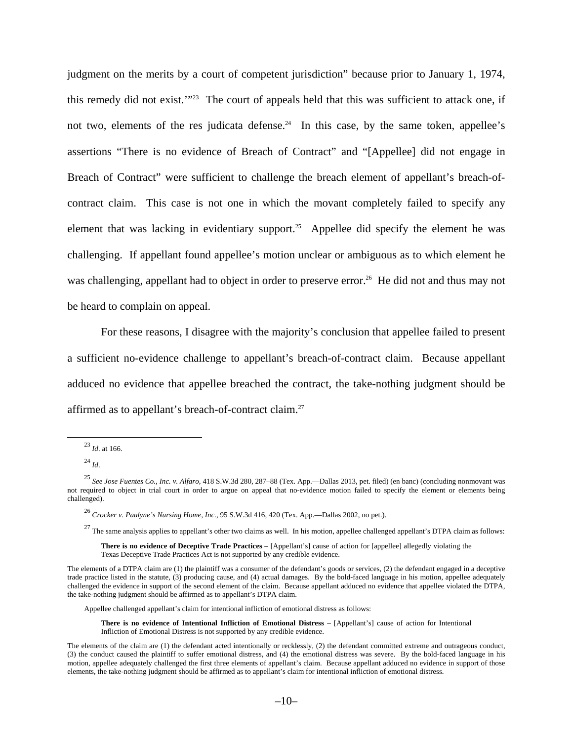judgment on the merits by a court of competent jurisdiction" because prior to January 1, 1974, this remedy did not exist.'"[23] The court of appeals held that this was sufficient to attack one, if not two, elements of the res judicata defense.[24] In this case, by the same token, appellee's assertions "There is no evidence of Breach of Contract" and "[Appellee] did not engage in Breach of Contract" were sufficient to challenge the breach element of appellant's breach-of-contract claim. This case is not one in which the movant completely failed to specify any element that was lacking in evidentiary support.[25] Appellee did specify the element he was challenging. If appellant found appellee's motion unclear or ambiguous as to which element he was challenging, appellant had to object in order to preserve error.[26] He did not and thus may not be heard to complain on appeal.

For these reasons, I disagree with the majority's conclusion that appellee failed to present a sufficient no-evidence challenge to appellant's breach-of-contract claim. Because appellant adduced no evidence that appellee breached the contract, the take-nothing judgment should be affirmed as to appellant's breach-of-contract claim.[27]

---

[23] *Id*. at 166.

[24] *Id*.

[25] *See Jose Fuentes Co., Inc. v. Alfaro*, 418 S.W.3d 280, 287–88 (Tex. App.—Dallas 2013, pet. filed) (en banc) (concluding nonmovant was not required to object in trial court in order to argue on appeal that no-evidence motion failed to specify the element or elements being challenged).

[26] *Crocker v. Paulyne's Nursing Home, Inc.*, 95 S.W.3d 416, 420 (Tex. App.—Dallas 2002, no pet.).

[27] The same analysis applies to appellant's other two claims as well. In his motion, appellee challenged appellant's DTPA claim as follows:

> **There is no evidence of Deceptive Trade Practices** – [Appellant's] cause of action for [appellee] allegedly violating the Texas Deceptive Trade Practices Act is not supported by any credible evidence.

The elements of a DTPA claim are (1) the plaintiff was a consumer of the defendant's goods or services, (2) the defendant engaged in a deceptive trade practice listed in the statute, (3) producing cause, and (4) actual damages. By the bold-faced language in his motion, appellee adequately challenged the evidence in support of the second element of the claim. Because appellant adduced no evidence that appellee violated the DTPA, the take-nothing judgment should be affirmed as to appellant's DTPA claim.

Appellee challenged appellant's claim for intentional infliction of emotional distress as follows:

> **There is no evidence of Intentional Infliction of Emotional Distress** – [Appellant's] cause of action for Intentional Infliction of Emotional Distress is not supported by any credible evidence.

The elements of the claim are (1) the defendant acted intentionally or recklessly, (2) the defendant committed extreme and outrageous conduct, (3) the conduct caused the plaintiff to suffer emotional distress, and (4) the emotional distress was severe. By the bold-faced language in his motion, appellee adequately challenged the first three elements of appellant's claim. Because appellant adduced no evidence in support of those elements, the take-nothing judgment should be affirmed as to appellant's claim for intentional infliction of emotional distress.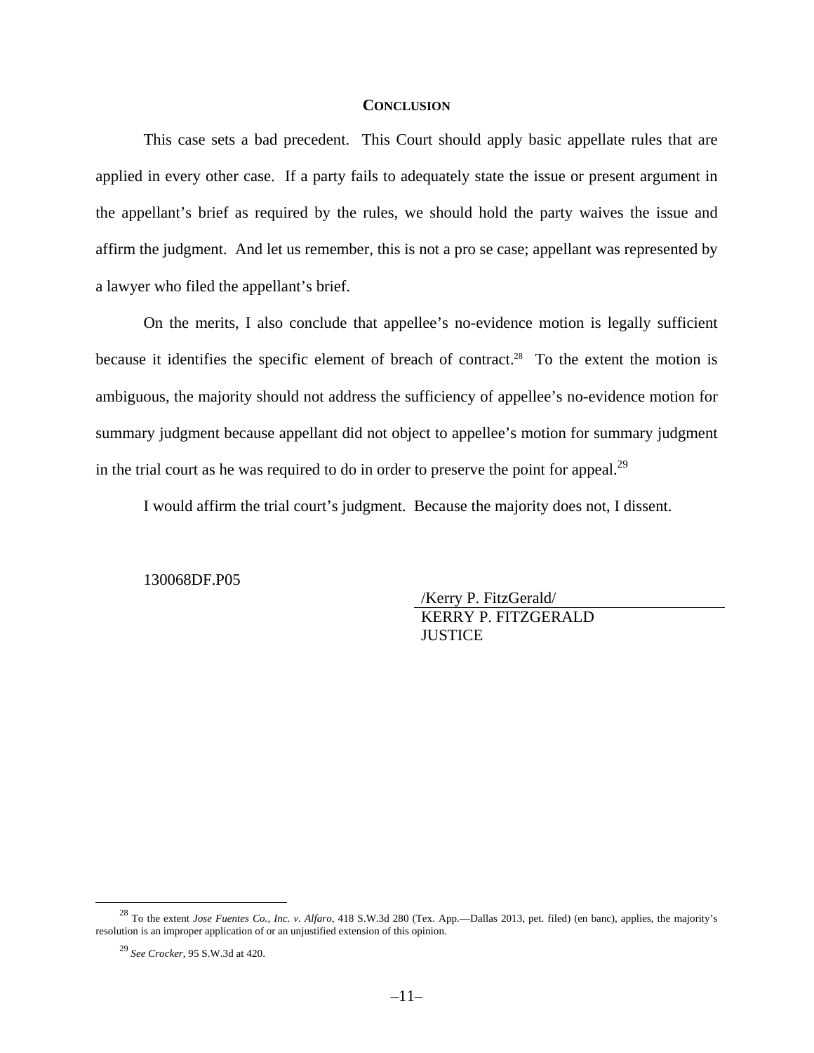## CONCLUSION

This case sets a bad precedent. This Court should apply basic appellate rules that are applied in every other case. If a party fails to adequately state the issue or present argument in the appellant's brief as required by the rules, we should hold the party waives the issue and affirm the judgment. And let us remember, this is not a pro se case; appellant was represented by a lawyer who filed the appellant's brief.

On the merits, I also conclude that appellee's no-evidence motion is legally sufficient because it identifies the specific element of breach of contract.[28] To the extent the motion is ambiguous, the majority should not address the sufficiency of appellee's no-evidence motion for summary judgment because appellant did not object to appellee's motion for summary judgment in the trial court as he was required to do in order to preserve the point for appeal.[29]

I would affirm the trial court's judgment. Because the majority does not, I dissent.

130068DF.P05

/Kerry P. FitzGerald/
KERRY P. FITZGERALD
JUSTICE

---

[28] To the extent *Jose Fuentes Co., Inc. v. Alfaro*, 418 S.W.3d 280 (Tex. App.—Dallas 2013, pet. filed) (en banc), applies, the majority's resolution is an improper application of or an unjustified extension of this opinion.

[29] *See Crocker*, 95 S.W.3d at 420.